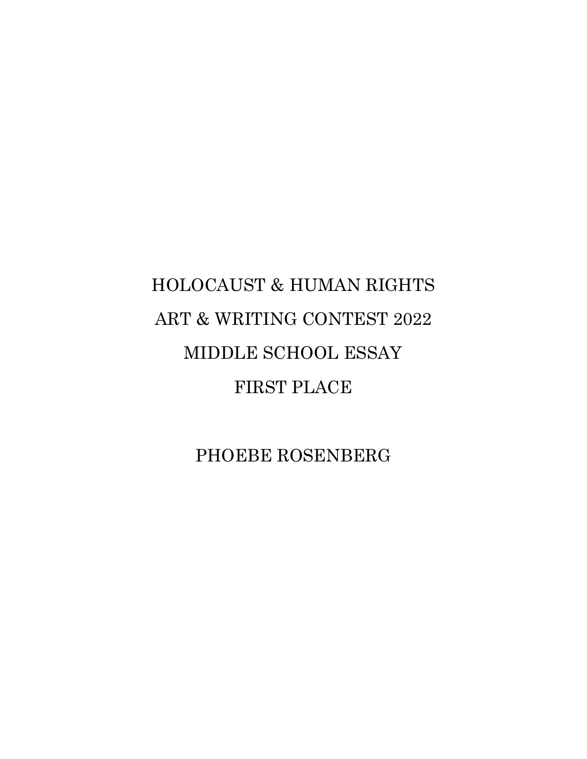# HOLOCAUST & HUMAN RIGHTS ART & WRITING CONTEST 2022 MIDDLE SCHOOL ESSAY FIRST PLACE

PHOEBE ROSENBERG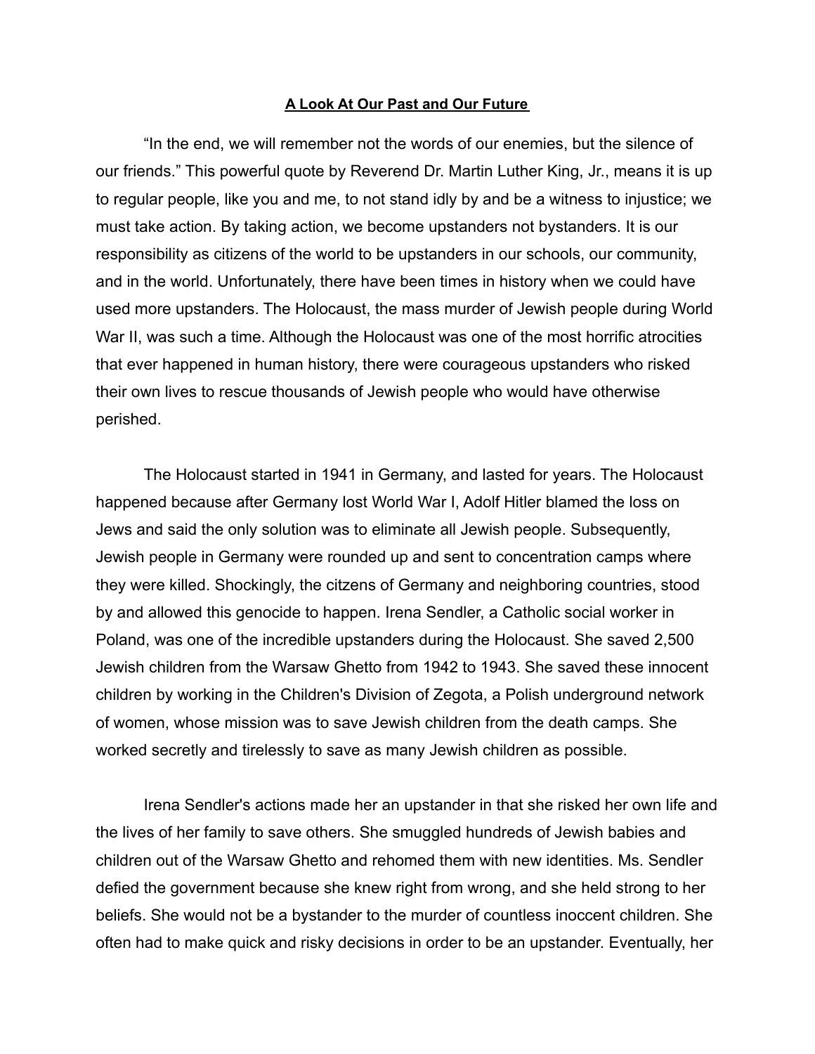**A Look At Our Past and Our Future**

“In the end, we will remember not the words of our enemies, but the silence of our friends.” This powerful quote by Reverend Dr. Martin Luther King, Jr., means it is up to regular people, like you and me, to not stand idly by and be a witness to injustice; we must take action. By taking action, we become upstanders not bystanders. It is our responsibility as citizens of the world to be upstanders in our schools, our community, and in the world. Unfortunately, there have been times in history when we could have used more upstanders. The Holocaust, the mass murder of Jewish people during World War II, was such a time. Although the Holocaust was one of the most horrific atrocities that ever happened in human history, there were courageous upstanders who risked their own lives to rescue thousands of Jewish people who would have otherwise perished.

The Holocaust started in 1941 in Germany, and lasted for years. The Holocaust happened because after Germany lost World War I, Adolf Hitler blamed the loss on Jews and said the only solution was to eliminate all Jewish people. Subsequently, Jewish people in Germany were rounded up and sent to concentration camps where they were killed. Shockingly, the citzens of Germany and neighboring countries, stood by and allowed this genocide to happen. Irena Sendler, a Catholic social worker in Poland, was one of the incredible upstanders during the Holocaust. She saved 2,500 Jewish children from the Warsaw Ghetto from 1942 to 1943. She saved these innocent children by working in the Children's Division of Zegota, a Polish underground network of women, whose mission was to save Jewish children from the death camps. She worked secretly and tirelessly to save as many Jewish children as possible.

Irena Sendler's actions made her an upstander in that she risked her own life and the lives of her family to save others. She smuggled hundreds of Jewish babies and children out of the Warsaw Ghetto and rehomed them with new identities. Ms. Sendler defied the government because she knew right from wrong, and she held strong to her beliefs. She would not be a bystander to the murder of countless inoccent children. She often had to make quick and risky decisions in order to be an upstander. Eventually, her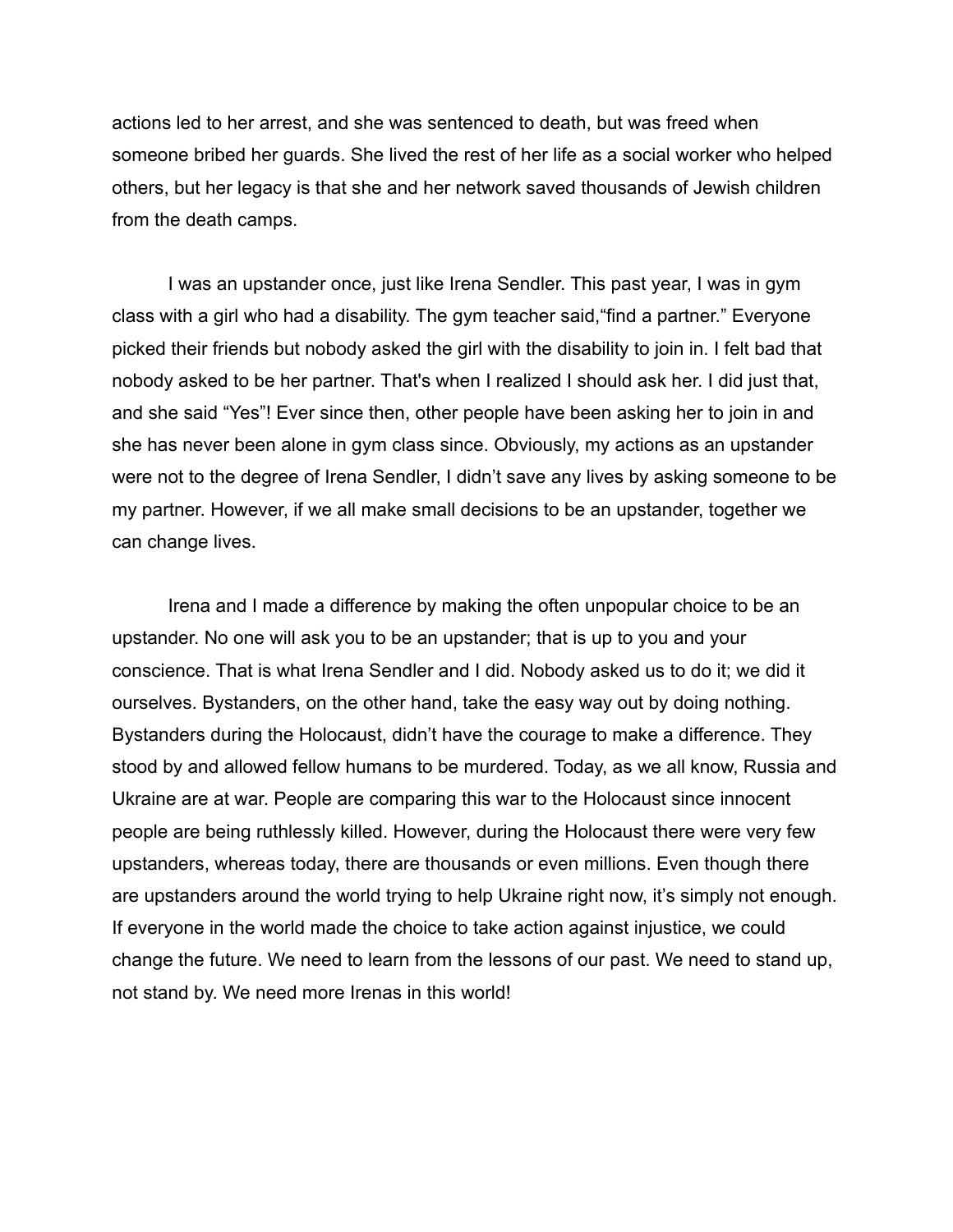actions led to her arrest, and she was sentenced to death, but was freed when someone bribed her guards. She lived the rest of her life as a social worker who helped others, but her legacy is that she and her network saved thousands of Jewish children from the death camps.

I was an upstander once, just like Irena Sendler. This past year, I was in gym class with a girl who had a disability. The gym teacher said,"find a partner." Everyone picked their friends but nobody asked the girl with the disability to join in. I felt bad that nobody asked to be her partner. That's when I realized I should ask her. I did just that, and she said "Yes"! Ever since then, other people have been asking her to join in and she has never been alone in gym class since. Obviously, my actions as an upstander were not to the degree of Irena Sendler, I didn't save any lives by asking someone to be my partner. However, if we all make small decisions to be an upstander, together we can change lives.

Irena and I made a difference by making the often unpopular choice to be an upstander. No one will ask you to be an upstander; that is up to you and your conscience. That is what Irena Sendler and I did. Nobody asked us to do it; we did it ourselves. Bystanders, on the other hand, take the easy way out by doing nothing. Bystanders during the Holocaust, didn't have the courage to make a difference. They stood by and allowed fellow humans to be murdered. Today, as we all know, Russia and Ukraine are at war. People are comparing this war to the Holocaust since innocent people are being ruthlessly killed. However, during the Holocaust there were very few upstanders, whereas today, there are thousands or even millions. Even though there are upstanders around the world trying to help Ukraine right now, it's simply not enough. If everyone in the world made the choice to take action against injustice, we could change the future. We need to learn from the lessons of our past. We need to stand up, not stand by. We need more Irenas in this world!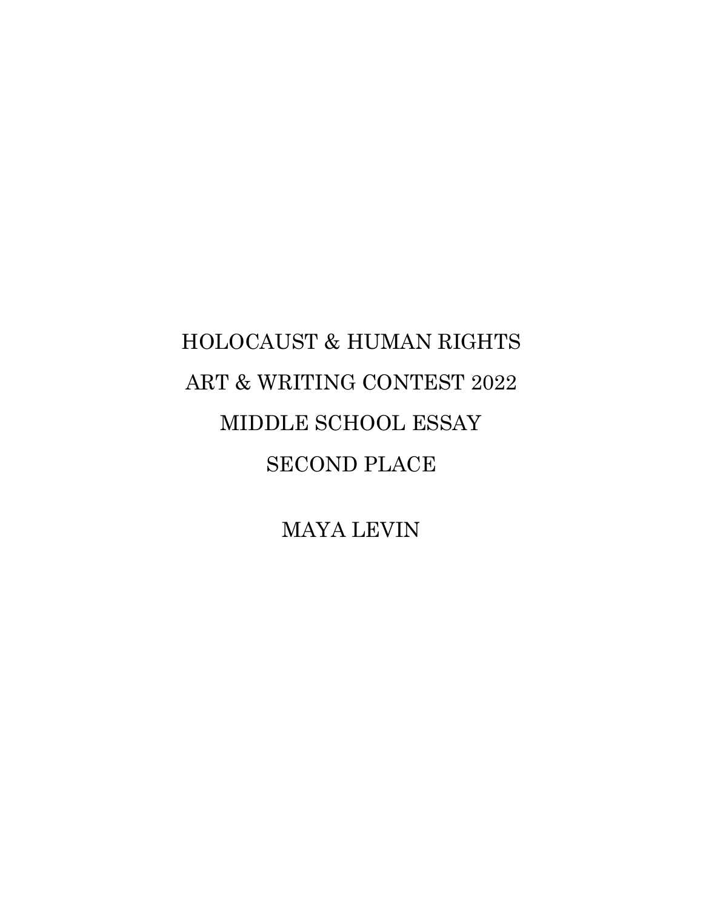# HOLOCAUST & HUMAN RIGHTS

# ART & WRITING CONTEST 2022

# MIDDLE SCHOOL ESSAY

# SECOND PLACE

MAYA LEVIN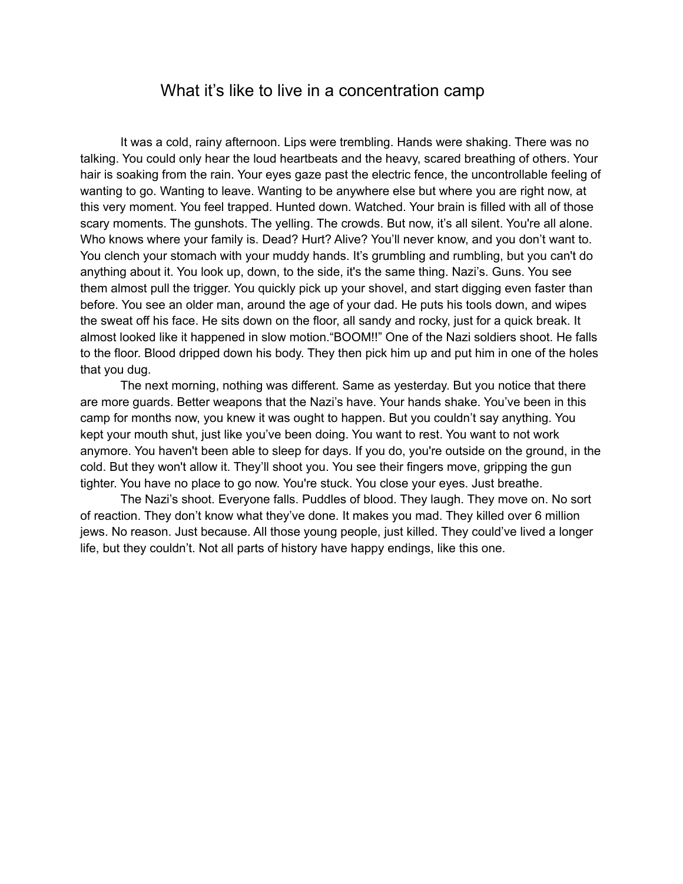# What it's like to live in a concentration camp

It was a cold, rainy afternoon. Lips were trembling. Hands were shaking. There was no talking. You could only hear the loud heartbeats and the heavy, scared breathing of others. Your hair is soaking from the rain. Your eyes gaze past the electric fence, the uncontrollable feeling of wanting to go. Wanting to leave. Wanting to be anywhere else but where you are right now, at this very moment. You feel trapped. Hunted down. Watched. Your brain is filled with all of those scary moments. The gunshots. The yelling. The crowds. But now, it's all silent. You're all alone. Who knows where your family is. Dead? Hurt? Alive? You'll never know, and you don't want to. You clench your stomach with your muddy hands. It's grumbling and rumbling, but you can't do anything about it. You look up, down, to the side, it's the same thing. Nazi's. Guns. You see them almost pull the trigger. You quickly pick up your shovel, and start digging even faster than before. You see an older man, around the age of your dad. He puts his tools down, and wipes the sweat off his face. He sits down on the floor, all sandy and rocky, just for a quick break. It almost looked like it happened in slow motion."BOOM!!" One of the Nazi soldiers shoot. He falls to the floor. Blood dripped down his body. They then pick him up and put him in one of the holes that you dug.

The next morning, nothing was different. Same as yesterday. But you notice that there are more guards. Better weapons that the Nazi's have. Your hands shake. You've been in this camp for months now, you knew it was ought to happen. But you couldn't say anything. You kept your mouth shut, just like you've been doing. You want to rest. You want to not work anymore. You haven't been able to sleep for days. If you do, you're outside on the ground, in the cold. But they won't allow it. They'll shoot you. You see their fingers move, gripping the gun tighter. You have no place to go now. You're stuck. You close your eyes. Just breathe.

The Nazi's shoot. Everyone falls. Puddles of blood. They laugh. They move on. No sort of reaction. They don't know what they've done. It makes you mad. They killed over 6 million jews. No reason. Just because. All those young people, just killed. They could've lived a longer life, but they couldn't. Not all parts of history have happy endings, like this one.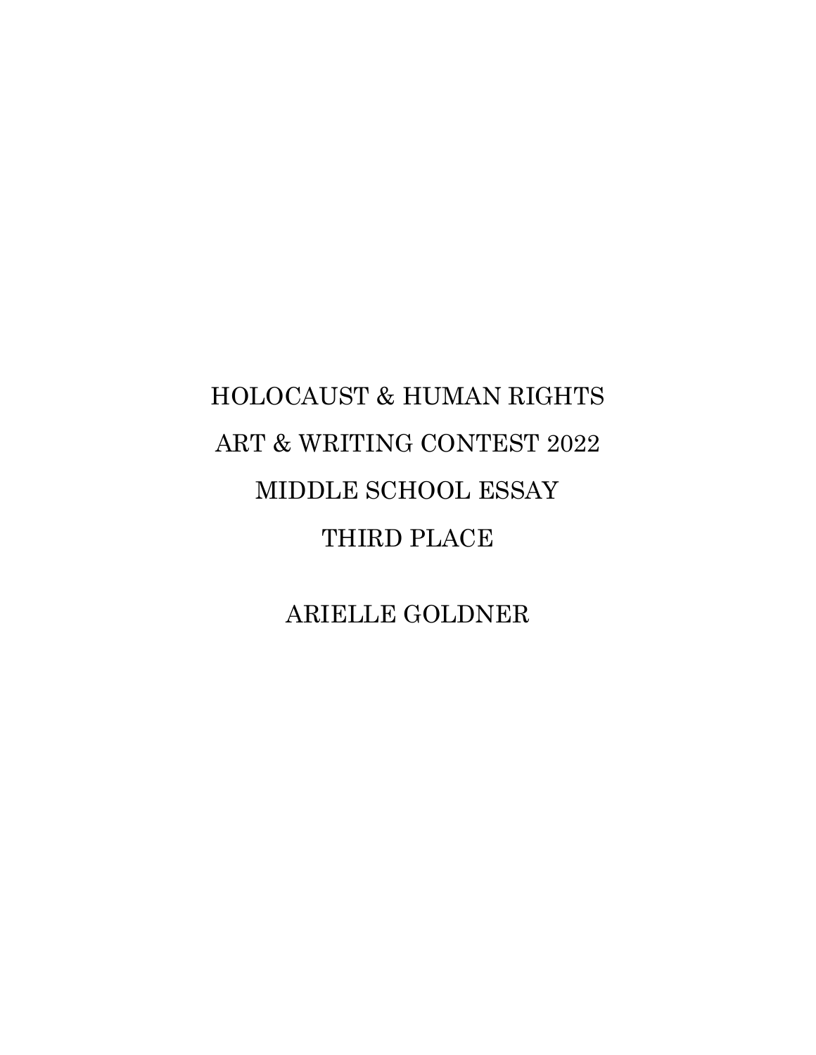# HOLOCAUST & HUMAN RIGHTS ART & WRITING CONTEST 2022

## MIDDLE SCHOOL ESSAY

## THIRD PLACE

ARIELLE GOLDNER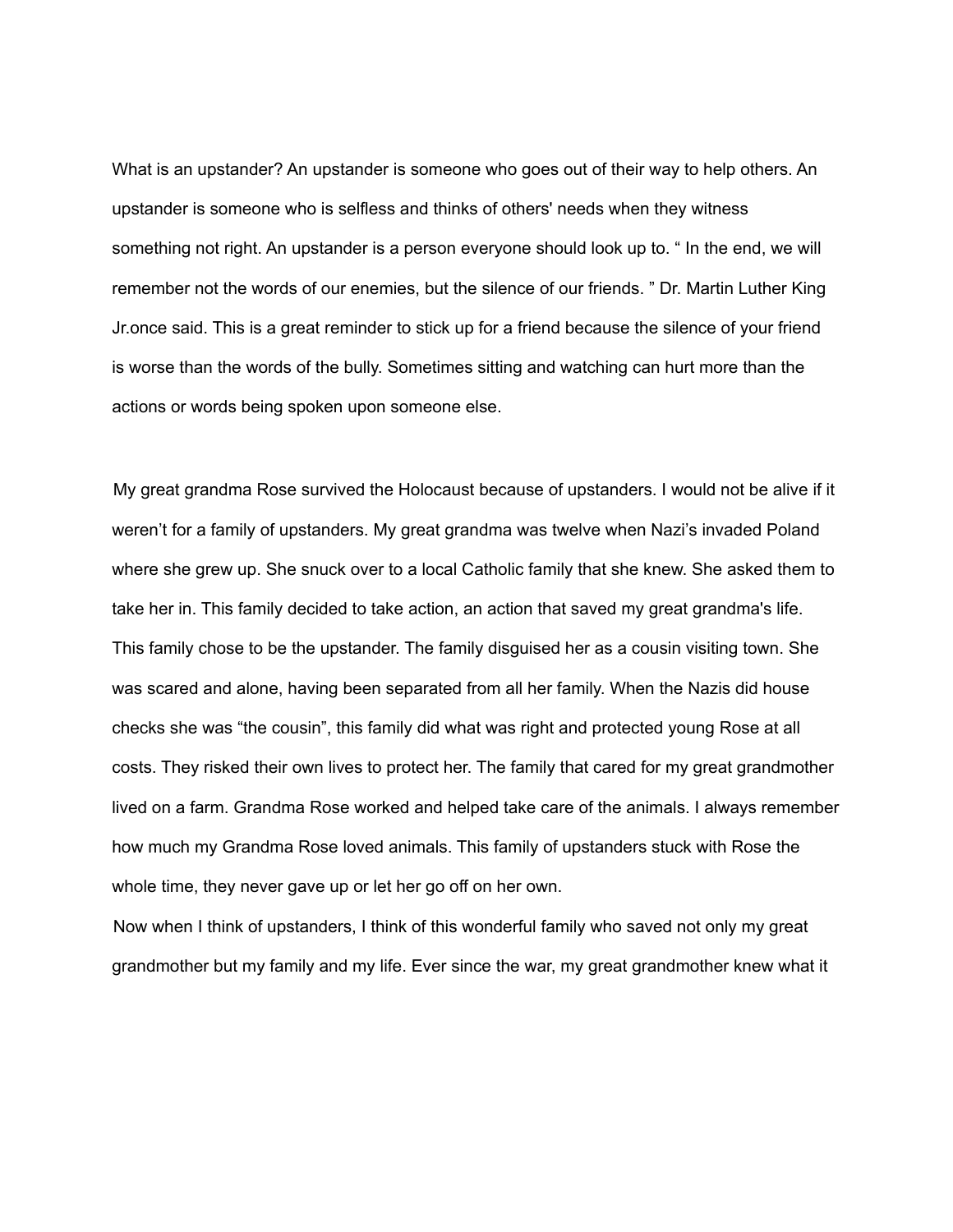What is an upstander? An upstander is someone who goes out of their way to help others. An upstander is someone who is selfless and thinks of others' needs when they witness something not right. An upstander is a person everyone should look up to. " In the end, we will remember not the words of our enemies, but the silence of our friends. " Dr. Martin Luther King Jr.once said. This is a great reminder to stick up for a friend because the silence of your friend is worse than the words of the bully. Sometimes sitting and watching can hurt more than the actions or words being spoken upon someone else.

My great grandma Rose survived the Holocaust because of upstanders. I would not be alive if it weren't for a family of upstanders. My great grandma was twelve when Nazi's invaded Poland where she grew up. She snuck over to a local Catholic family that she knew. She asked them to take her in. This family decided to take action, an action that saved my great grandma's life. This family chose to be the upstander. The family disguised her as a cousin visiting town. She was scared and alone, having been separated from all her family. When the Nazis did house checks she was "the cousin", this family did what was right and protected young Rose at all costs. They risked their own lives to protect her. The family that cared for my great grandmother lived on a farm. Grandma Rose worked and helped take care of the animals. I always remember how much my Grandma Rose loved animals. This family of upstanders stuck with Rose the whole time, they never gave up or let her go off on her own.

Now when I think of upstanders, I think of this wonderful family who saved not only my great grandmother but my family and my life. Ever since the war, my great grandmother knew what it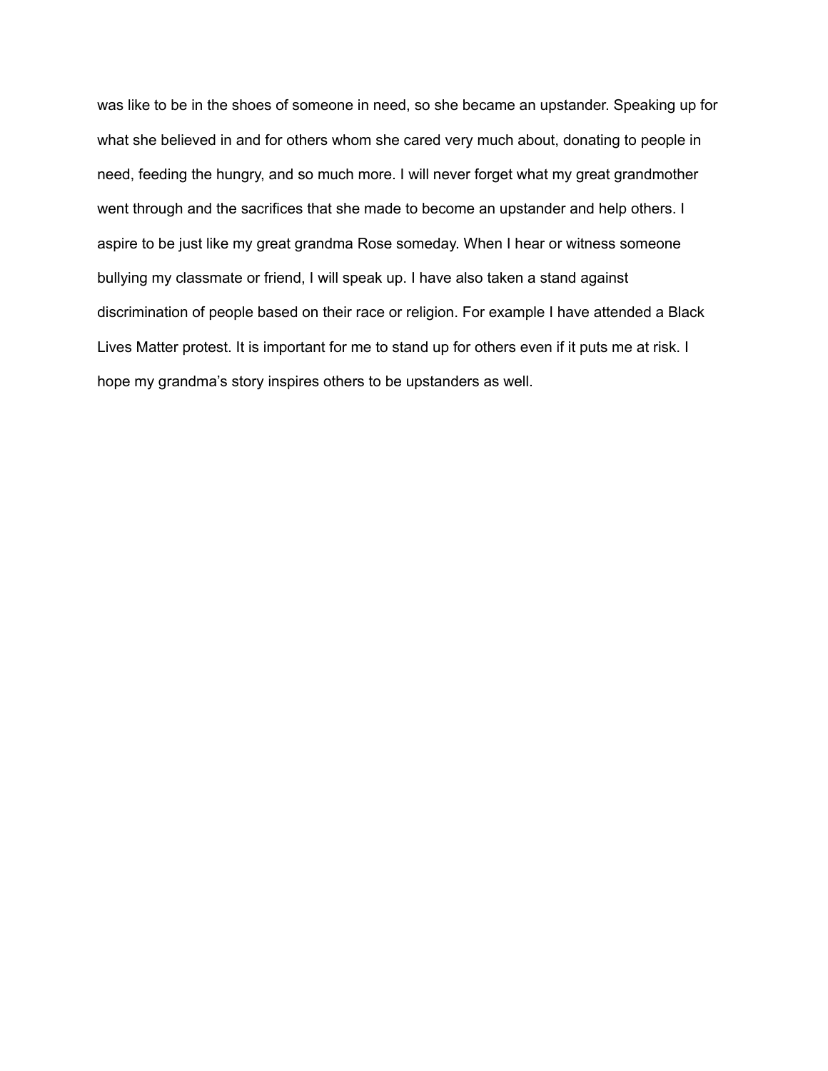was like to be in the shoes of someone in need, so she became an upstander. Speaking up for what she believed in and for others whom she cared very much about, donating to people in need, feeding the hungry, and so much more. I will never forget what my great grandmother went through and the sacrifices that she made to become an upstander and help others. I aspire to be just like my great grandma Rose someday. When I hear or witness someone bullying my classmate or friend, I will speak up. I have also taken a stand against discrimination of people based on their race or religion. For example I have attended a Black Lives Matter protest. It is important for me to stand up for others even if it puts me at risk. I hope my grandma's story inspires others to be upstanders as well.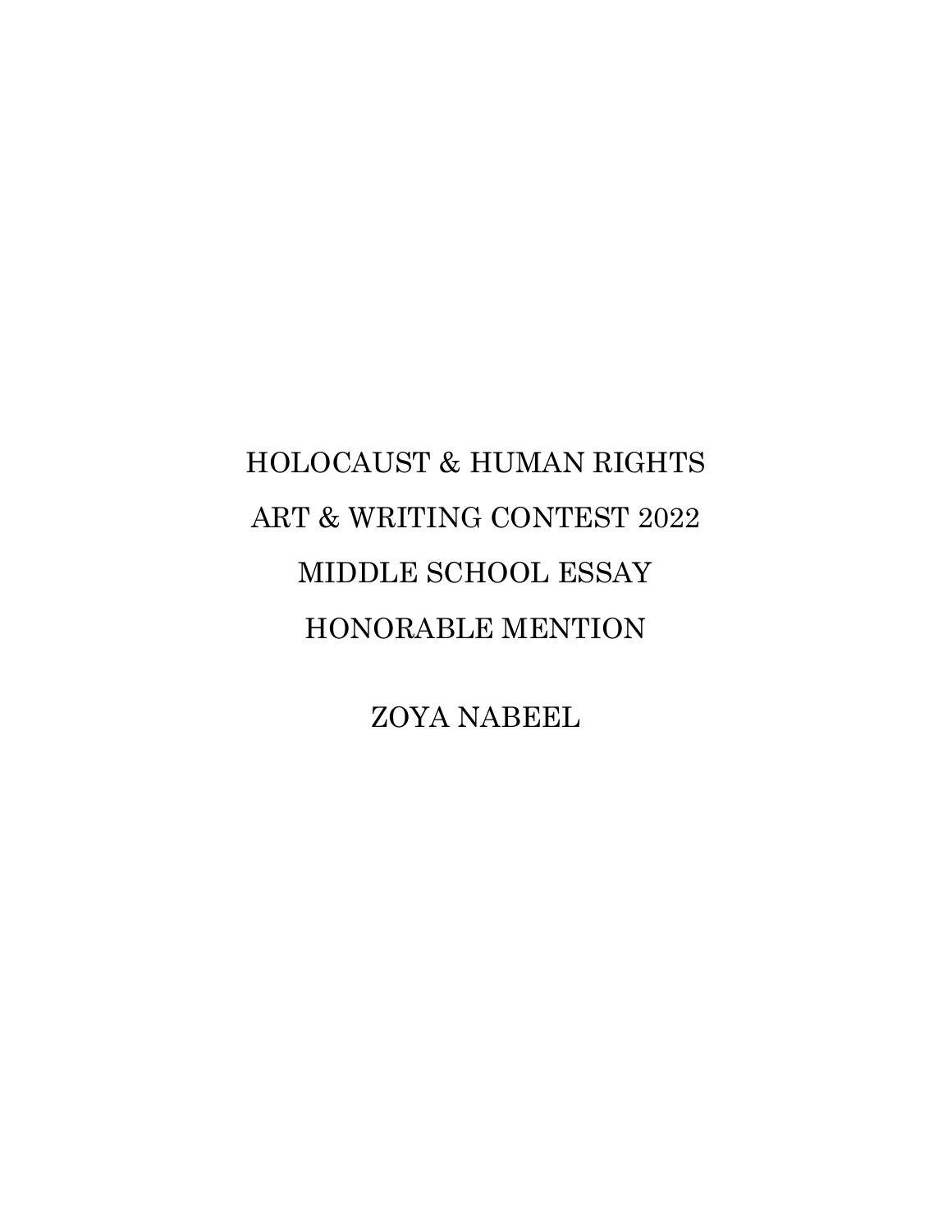HOLOCAUST & HUMAN RIGHTS

ART & WRITING CONTEST 2022

MIDDLE SCHOOL ESSAY

HONORABLE MENTION

ZOYA NABEEL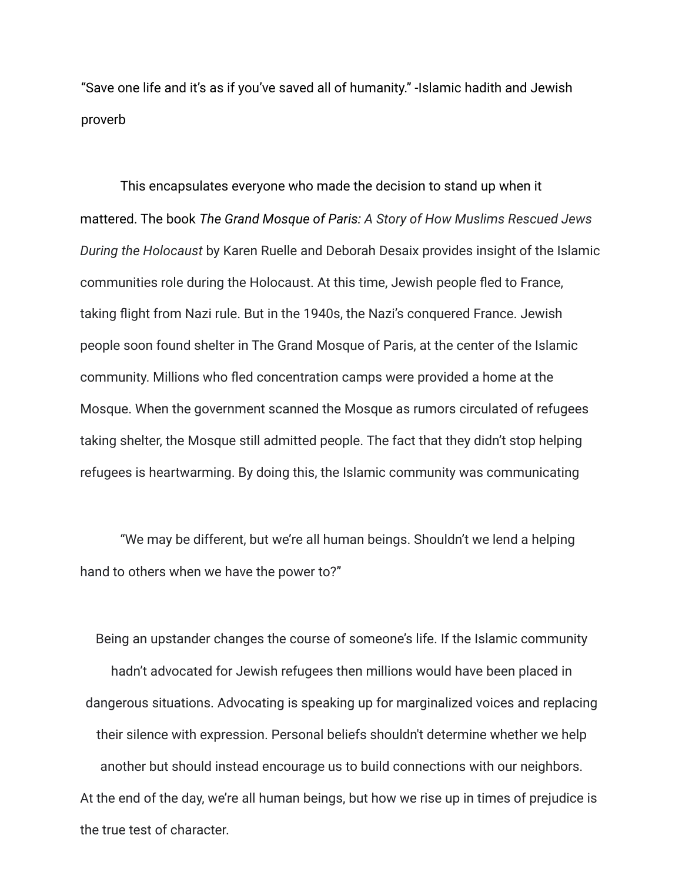"Save one life and it's as if you've saved all of humanity." -Islamic hadith and Jewish proverb

This encapsulates everyone who made the decision to stand up when it mattered. The book *The Grand Mosque of Paris: A Story of How Muslims Rescued Jews During the Holocaust* by Karen Ruelle and Deborah Desaix provides insight of the Islamic communities role during the Holocaust. At this time, Jewish people fled to France, taking flight from Nazi rule. But in the 1940s, the Nazi's conquered France. Jewish people soon found shelter in The Grand Mosque of Paris, at the center of the Islamic community. Millions who fled concentration camps were provided a home at the Mosque. When the government scanned the Mosque as rumors circulated of refugees taking shelter, the Mosque still admitted people. The fact that they didn't stop helping refugees is heartwarming. By doing this, the Islamic community was communicating

"We may be different, but we're all human beings. Shouldn't we lend a helping hand to others when we have the power to?"

Being an upstander changes the course of someone's life. If the Islamic community hadn't advocated for Jewish refugees then millions would have been placed in dangerous situations. Advocating is speaking up for marginalized voices and replacing their silence with expression. Personal beliefs shouldn't determine whether we help another but should instead encourage us to build connections with our neighbors. At the end of the day, we're all human beings, but how we rise up in times of prejudice is the true test of character.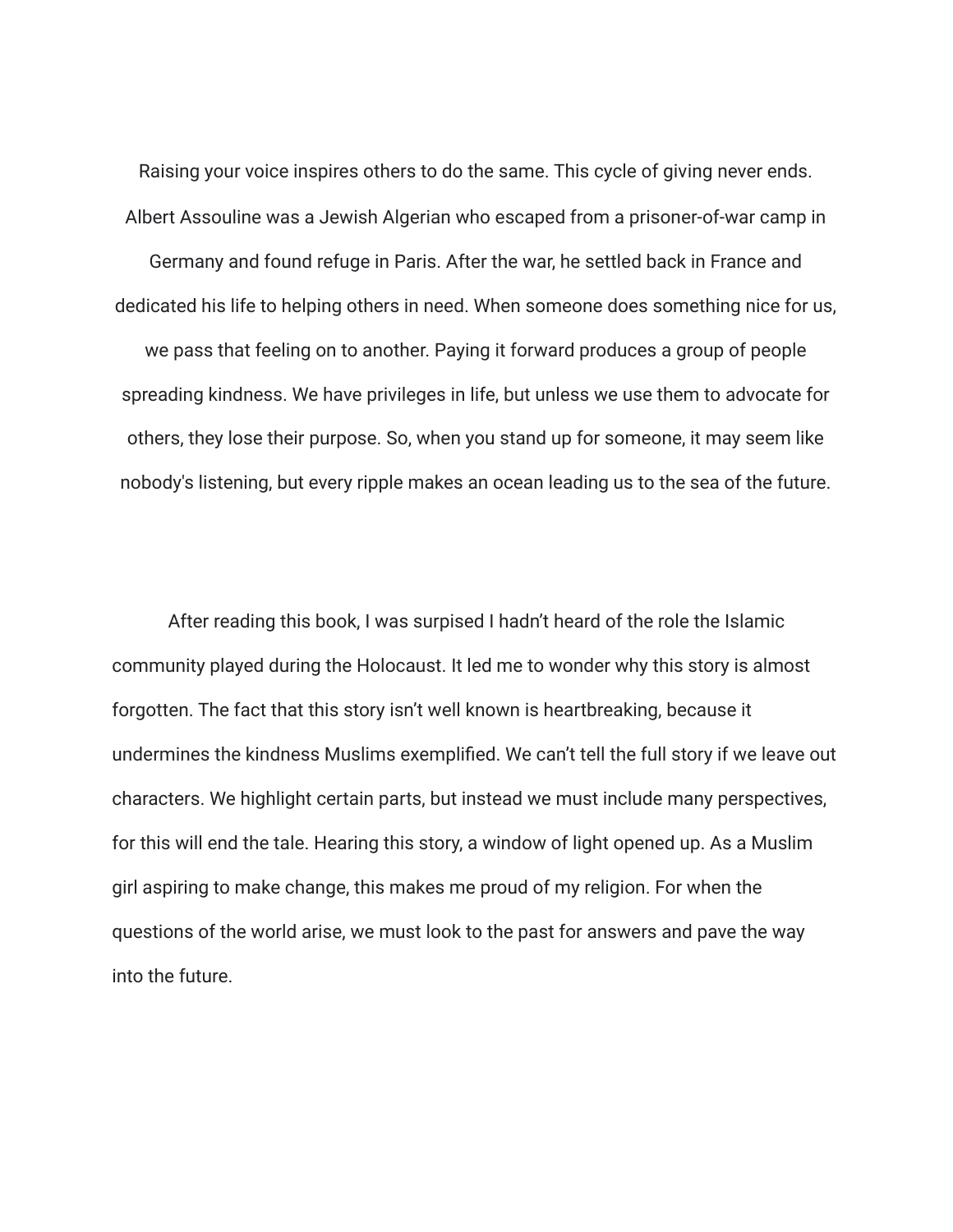Raising your voice inspires others to do the same. This cycle of giving never ends. Albert Assouline was a Jewish Algerian who escaped from a prisoner-of-war camp in Germany and found refuge in Paris. After the war, he settled back in France and dedicated his life to helping others in need. When someone does something nice for us, we pass that feeling on to another. Paying it forward produces a group of people spreading kindness. We have privileges in life, but unless we use them to advocate for others, they lose their purpose. So, when you stand up for someone, it may seem like nobody's listening, but every ripple makes an ocean leading us to the sea of the future.

After reading this book, I was surpised I hadn't heard of the role the Islamic community played during the Holocaust. It led me to wonder why this story is almost forgotten. The fact that this story isn't well known is heartbreaking, because it undermines the kindness Muslims exemplified. We can't tell the full story if we leave out characters. We highlight certain parts, but instead we must include many perspectives, for this will end the tale. Hearing this story, a window of light opened up. As a Muslim girl aspiring to make change, this makes me proud of my religion. For when the questions of the world arise, we must look to the past for answers and pave the way into the future.